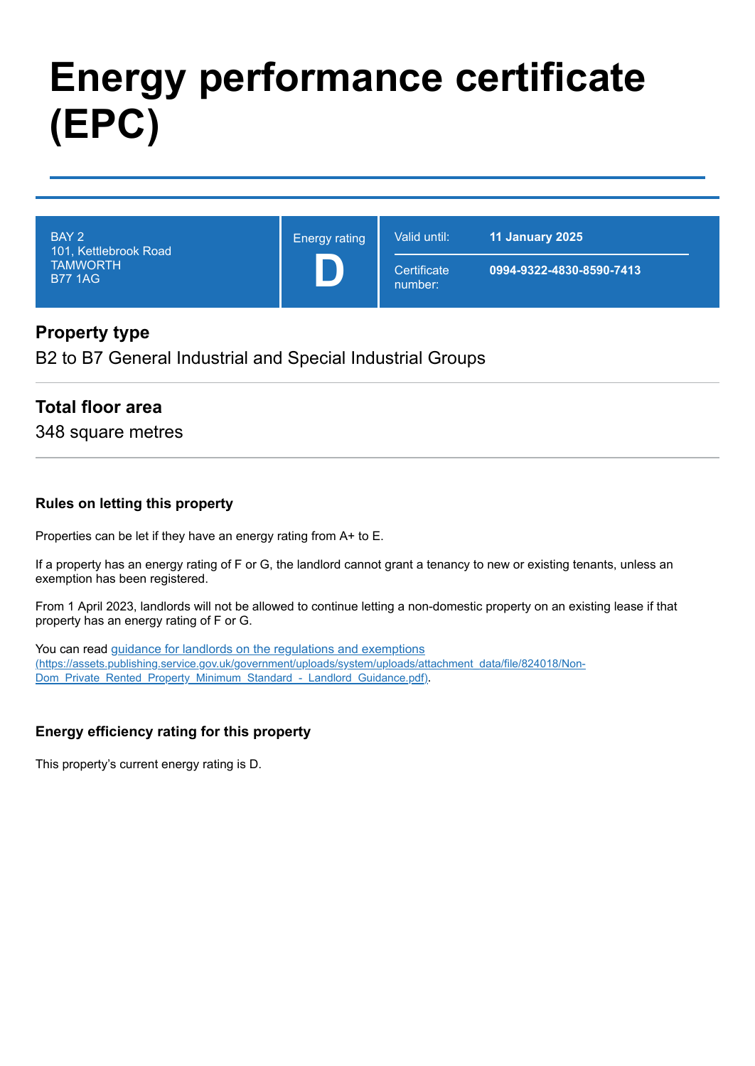# Energy performance certificate (EPC)

| BAY 2<br>101, Kettlebrook Road<br>TAMWORTH<br>B77 1AG | Energy rating<br>**D** | Valid until: | **11 January 2025** |
|---|---|---|---|
| | | Certificate number: | **0994-9322-4830-8590-7413** |

## Property type

B2 to B7 General Industrial and Special Industrial Groups

## Total floor area

348 square metres

### Rules on letting this property

Properties can be let if they have an energy rating from A+ to E.

If a property has an energy rating of F or G, the landlord cannot grant a tenancy to new or existing tenants, unless an exemption has been registered.

From 1 April 2023, landlords will not be allowed to continue letting a non-domestic property on an existing lease if that property has an energy rating of F or G.

You can read [guidance for landlords on the regulations and exemptions (https://assets.publishing.service.gov.uk/government/uploads/system/uploads/attachment_data/file/824018/Non-Dom_Private_Rented_Property_Minimum_Standard_-_Landlord_Guidance.pdf)](https://assets.publishing.service.gov.uk/government/uploads/system/uploads/attachment_data/file/824018/Non-Dom_Private_Rented_Property_Minimum_Standard_-_Landlord_Guidance.pdf).

### Energy efficiency rating for this property

This property's current energy rating is D.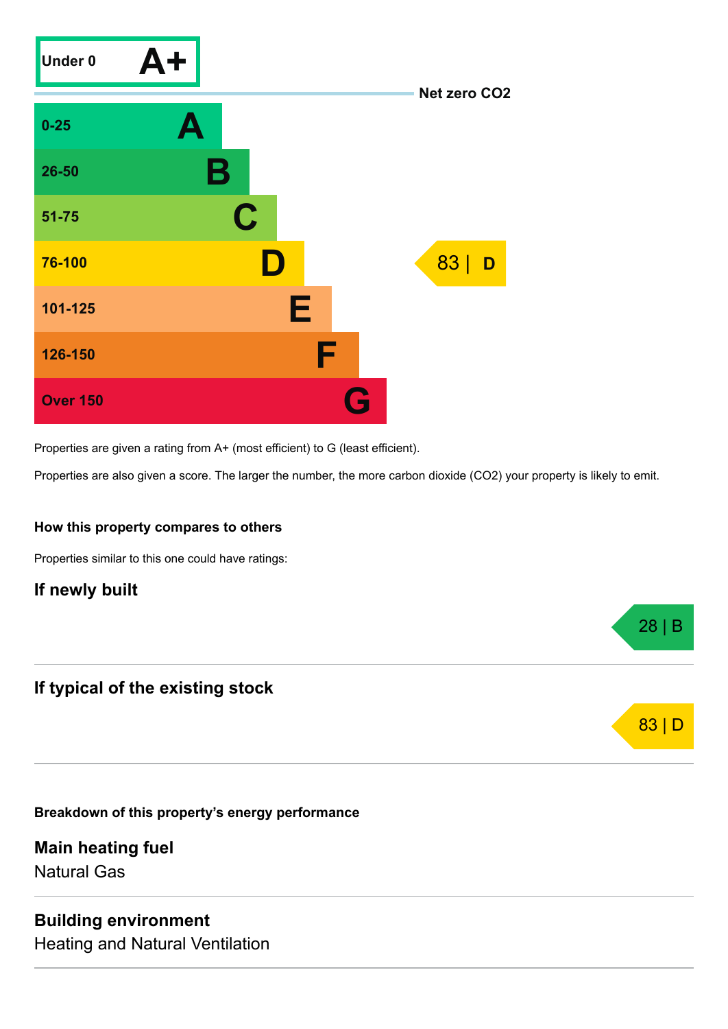| Score | Rating |
| --- | --- |
| Under 0 | A+ |
| 0-25 | A |
| 26-50 | B |
| 51-75 | C |
| 76-100 | D |
| 101-125 | E |
| 126-150 | F |
| Over 150 | G |

Net zero $CO_2$

This property: 83 | D

Properties are given a rating from A+ (most efficient) to G (least efficient).

Properties are also given a score. The larger the number, the more carbon dioxide ($CO_2$) your property is likely to emit.

### How this property compares to others

Properties similar to this one could have ratings:

#### If newly built

28 | B

#### If typical of the existing stock

83 | D

### Breakdown of this property's energy performance

#### Main heating fuel

Natural Gas

#### Building environment

Heating and Natural Ventilation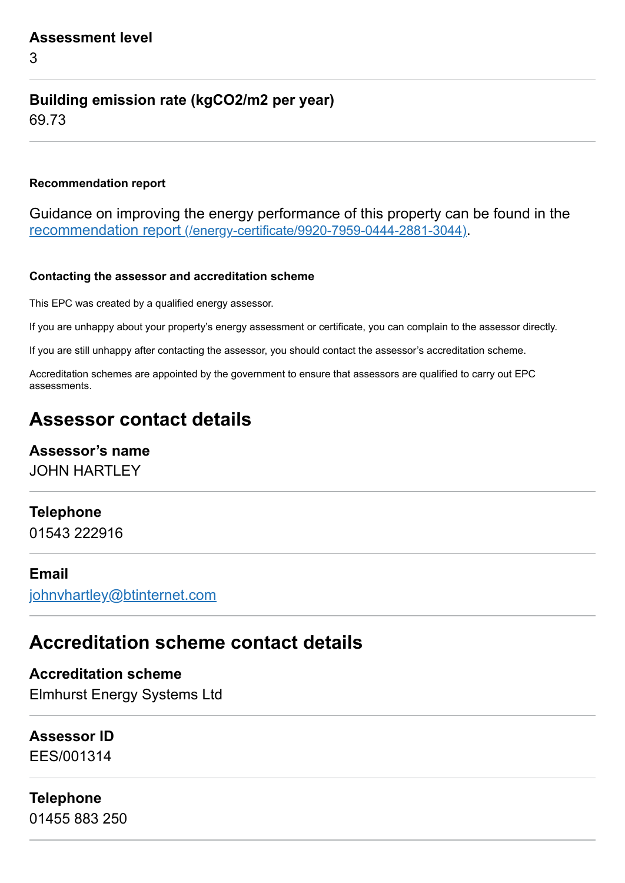**Assessment level**

3

**Building emission rate (kgCO2/m2 per year)**

69.73

**Recommendation report**

Guidance on improving the energy performance of this property can be found in the [recommendation report (/energy-certificate/9920-7959-0444-2881-3044)](/energy-certificate/9920-7959-0444-2881-3044).

**Contacting the assessor and accreditation scheme**

This EPC was created by a qualified energy assessor.

If you are unhappy about your property's energy assessment or certificate, you can complain to the assessor directly.

If you are still unhappy after contacting the assessor, you should contact the assessor's accreditation scheme.

Accreditation schemes are appointed by the government to ensure that assessors are qualified to carry out EPC assessments.

## Assessor contact details

**Assessor's name**

JOHN HARTLEY

**Telephone**

01543 222916

**Email**

[johnvhartley@btinternet.com](mailto:johnvhartley@btinternet.com)

## Accreditation scheme contact details

**Accreditation scheme**

Elmhurst Energy Systems Ltd

**Assessor ID**

EES/001314

**Telephone**

01455 883 250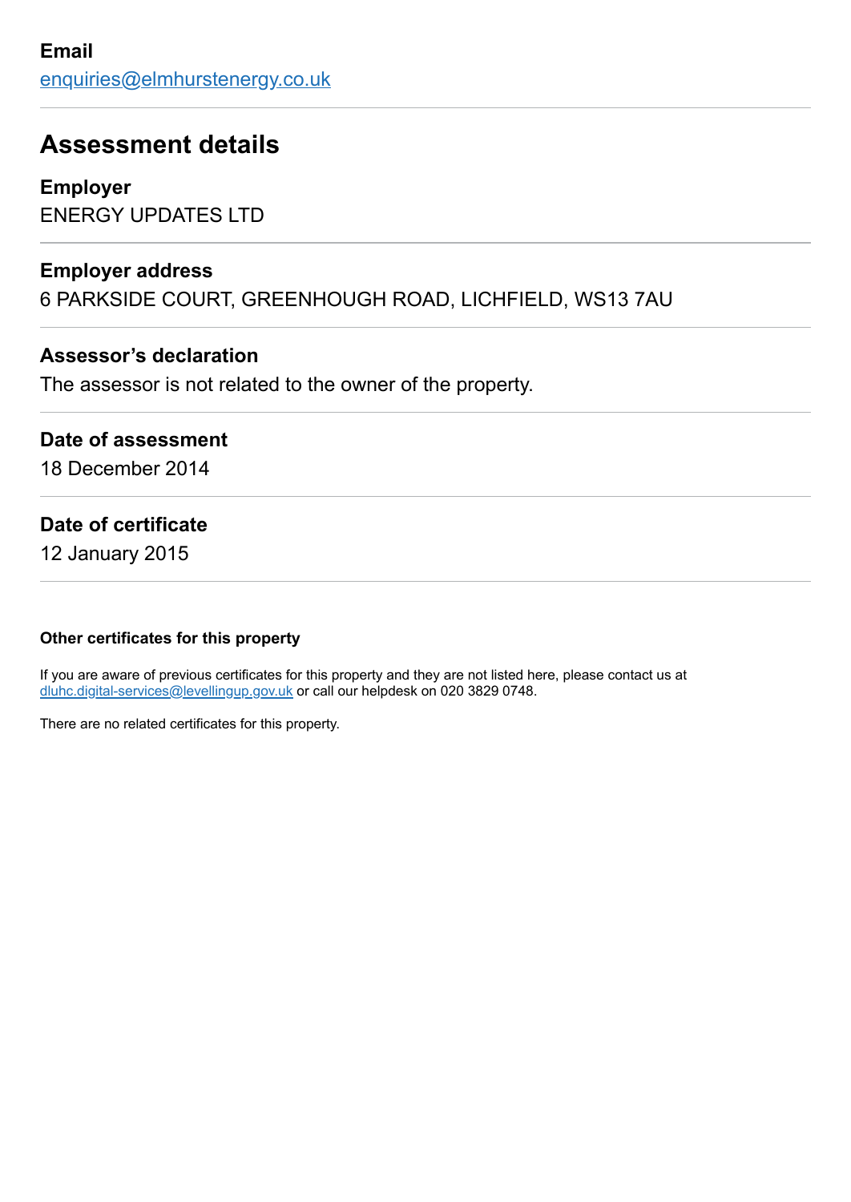**Email**
enquiries@elmhurstenergy.co.uk

## Assessment details

**Employer**
ENERGY UPDATES LTD

**Employer address**
6 PARKSIDE COURT, GREENHOUGH ROAD, LICHFIELD, WS13 7AU

**Assessor's declaration**
The assessor is not related to the owner of the property.

**Date of assessment**
18 December 2014

**Date of certificate**
12 January 2015

**Other certificates for this property**

If you are aware of previous certificates for this property and they are not listed here, please contact us at dluhc.digital-services@levellingup.gov.uk or call our helpdesk on 020 3829 0748.

There are no related certificates for this property.